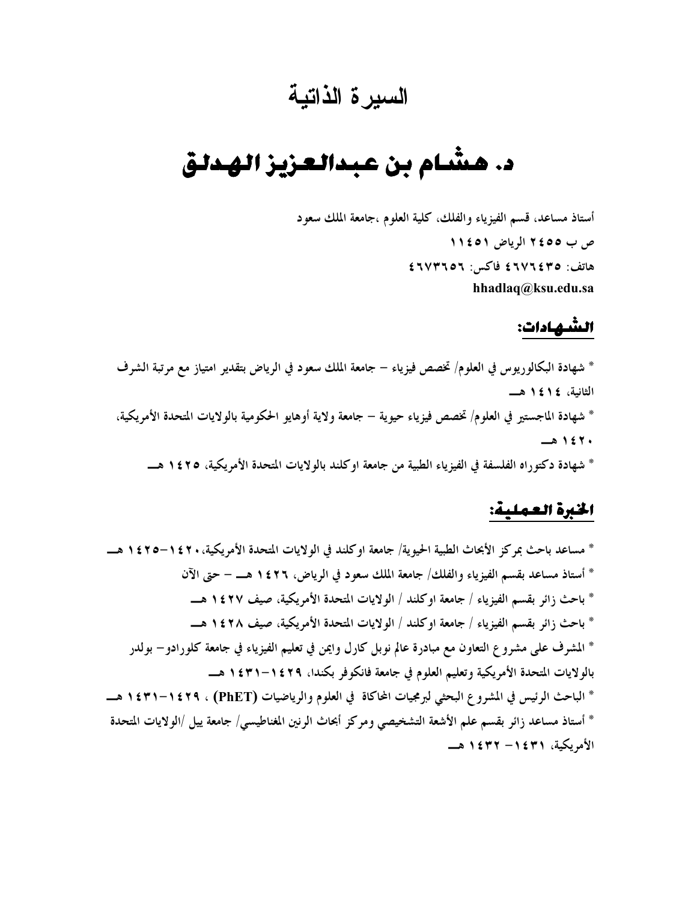# السيرة الذاتية

# د. هشام بن عبدالعزيز الهدلق

**أستاذ مساعد، قسم الفيزياء والفلك، كلية العلوم ،جامعة الملك سعود**
**ص ب ٢٤٥٥ الرياض ١١٤٥١**
**هاتف: ٤٦٧٦٤٣٥ فاكس: ٤٦٧٣٦٥٦**
**hhadlaq@ksu.edu.sa**

## الشهادات:

* شهادة البكالوريوس في العلوم/ تخصص فيزياء – جامعة الملك سعود في الرياض بتقدير امتياز مع مرتبة الشرف الثانية، ١٤١٤ هـ

* شهادة الماجستير في العلوم/ تخصص فيزياء حيوية – جامعة ولاية أوهايو الحكومية بالولايات المتحدة الأمريكية، ١٤٢٠ هـ

* شهادة دكتوراه الفلسفة في الفيزياء الطبية من جامعة اوكلند بالولايات المتحدة الأمريكية، ١٤٢٥ هـ

## الخبرة العملية:

* مساعد باحث بمركز الأبحاث الطبية الحيوية/ جامعة اوكلند في الولايات المتحدة الأمريكية، ١٤٢٠-١٤٢٥ هـ

* أستاذ مساعد بقسم الفيزياء والفلك/ جامعة الملك سعود في الرياض، ١٤٢٦ هـ – حتى الآن

* باحث زائر بقسم الفيزياء / جامعة اوكلند / الولايات المتحدة الأمريكية، صيف ١٤٢٧ هـ

* باحث زائر بقسم الفيزياء / جامعة اوكلند / الولايات المتحدة الأمريكية، صيف ١٤٢٨ هـ

* المشرف على مشروع التعاون مع مبادرة عالم نوبل كارل وايمن في تعليم الفيزياء في جامعة كلورادو– بولدر بالولايات المتحدة الأمريكية وتعليم العلوم في جامعة فانكوفر بكندا، ١٤٢٩-١٤٣١ هـ

* الباحث الرئيس في المشروع البحثي لبرمجيات المحاكاة في العلوم والرياضيات (PhET) ، ١٤٢٩-١٤٣١ هـ

* أستاذ مساعد زائر بقسم علم الأشعة التشخيصي ومركز أبحاث الرنين المغناطيسي/ جامعة ييل /الولايات المتحدة الأمريكية، ١٤٣١– ١٤٣٢ هـ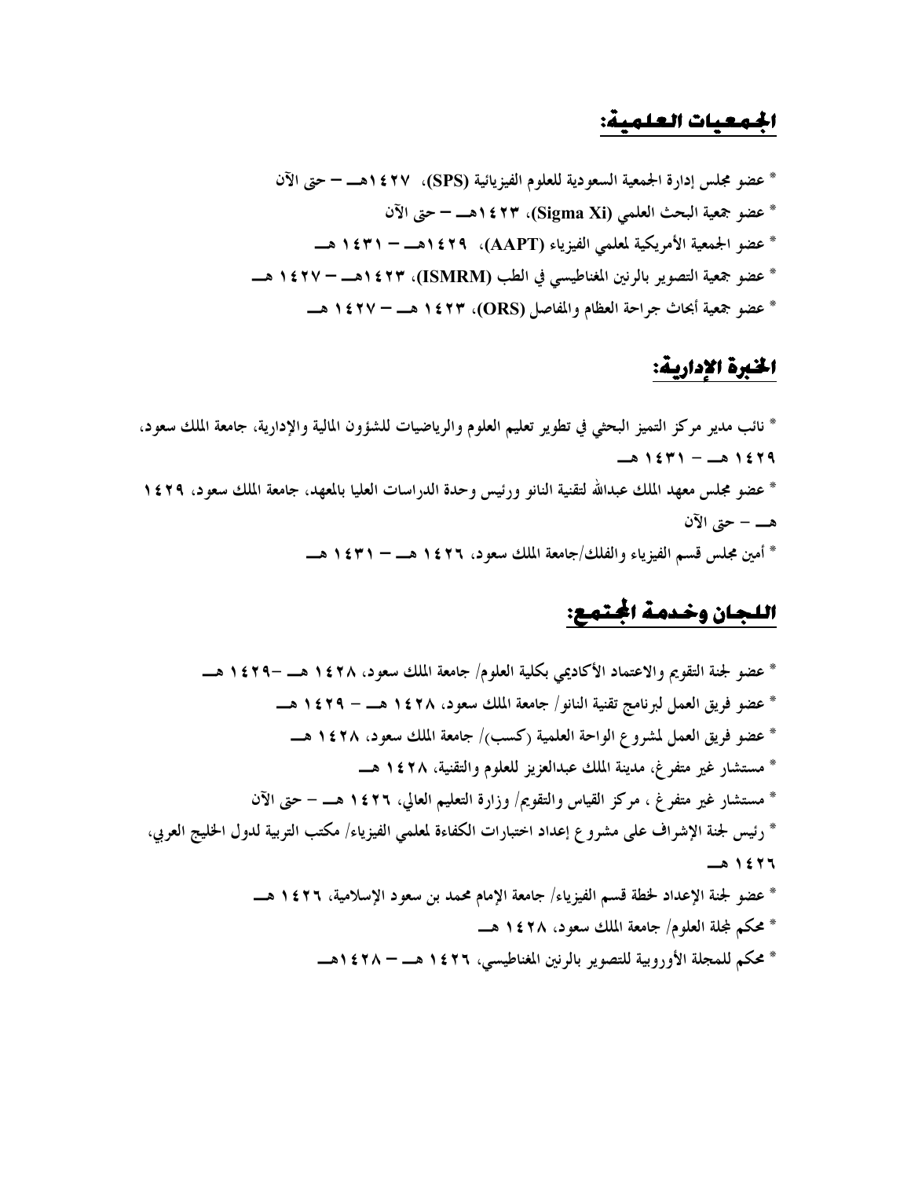## الجمعيات العلمية:

* عضو مجلس إدارة الجمعية السعودية للعلوم الفيزيائية (SPS)، ١٤٢٧هـ – حتى الآن
* عضو جمعية البحث العلمي (Sigma Xi)، ١٤٢٣هـ – حتى الآن
* عضو الجمعية الأمريكية لمعلمي الفيزياء (AAPT)، ١٤٢٩هـ – ١٤٣١ هـ
* عضو جمعية التصوير بالرنين المغناطيسي في الطب (ISMRM)، ١٤٢٣هـ – ١٤٢٧ هـ
* عضو جمعية أبحاث جراحة العظام والمفاصل (ORS)، ١٤٢٣ هـ – ١٤٢٧ هـ

## الخبرة الإدارية:

* نائب مدير مركز التميز البحثي في تطوير تعليم العلوم والرياضيات للشؤون المالية والإدارية، جامعة الملك سعود، ١٤٢٩ هـ – ١٤٣١ هـ
* عضو مجلس معهد الملك عبدالله لتقنية النانو ورئيس وحدة الدراسات العليا بالمعهد، جامعة الملك سعود، ١٤٢٩ هـ – حتى الآن
* أمين مجلس قسم الفيزياء والفلك/جامعة الملك سعود، ١٤٢٦ هـ – ١٤٣١ هـ

## اللجان وخدمة المجتمع:

* عضو لجنة التقويم والاعتماد الأكاديمي بكلية العلوم/ جامعة الملك سعود، ١٤٢٨ هـ –١٤٢٩ هـ
* عضو فريق العمل لبرنامج تقنية النانو/ جامعة الملك سعود، ١٤٢٨ هـ – ١٤٢٩ هـ
* عضو فريق العمل لمشروع الواحة العلمية (كسب)/ جامعة الملك سعود، ١٤٢٨ هـ
* مستشار غير متفرغ، مدينة الملك عبدالعزيز للعلوم والتقنية، ١٤٢٨ هـ
* مستشار غير متفرغ ، مركز القياس والتقويم/ وزارة التعليم العالي، ١٤٢٦ هـ – حتى الآن
* رئيس لجنة الإشراف على مشروع إعداد اختبارات الكفاءة لمعلمي الفيزياء/ مكتب التربية لدول الخليج العربي، ١٤٢٦ هـ
* عضو لجنة الإعداد لخطة قسم الفيزياء/ جامعة الإمام محمد بن سعود الإسلامية، ١٤٢٦ هـ
* محكم لمجلة العلوم/ جامعة الملك سعود، ١٤٢٨ هـ
* محكم للمجلة الأوروبية للتصوير بالرنين المغناطيسي، ١٤٢٦ هـ – ١٤٢٨هـ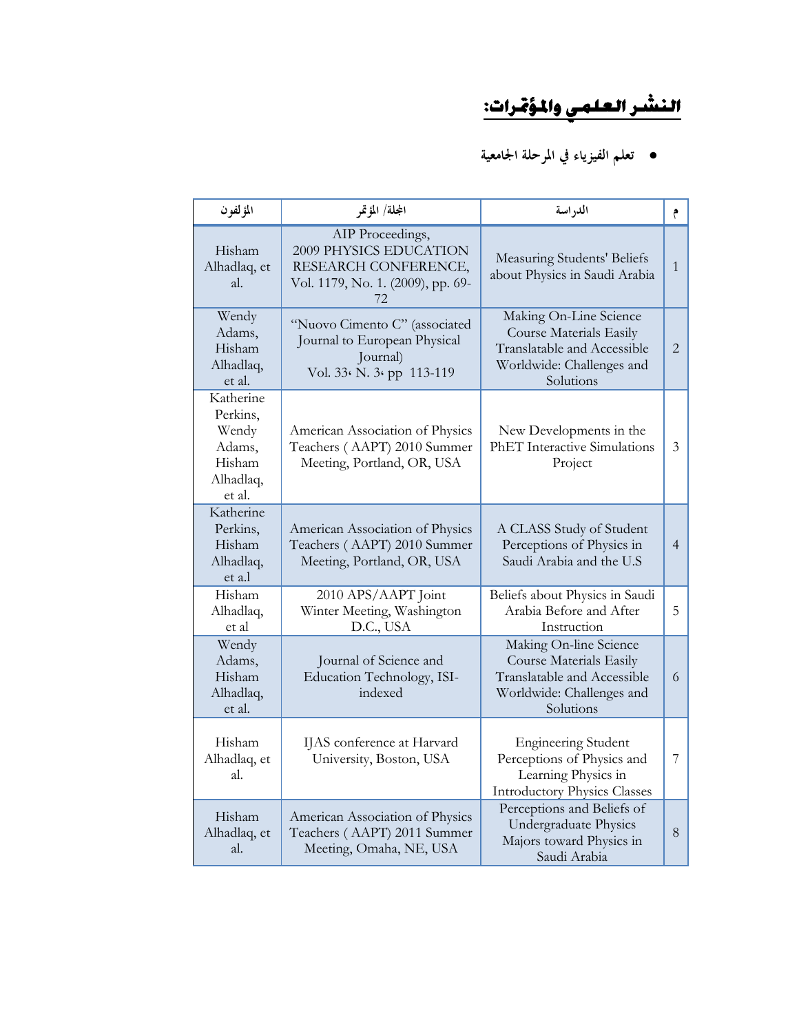# النشـر العلـمي والمؤتمرات:

- تعلم الفيزياء في المرحلة الجامعية

| م | الدراسة | المجلة/ المؤتمر | المؤلفون |
|---|---|---|---|
| 1 | Measuring Students' Beliefs about Physics in Saudi Arabia | AIP Proceedings, 2009 PHYSICS EDUCATION RESEARCH CONFERENCE, Vol. 1179, No. 1. (2009), pp. 69-72 | Hisham Alhadlaq, et al. |
| 2 | Making On-Line Science Course Materials Easily Translatable and Accessible Worldwide: Challenges and Solutions | "Nuovo Cimento C" (associated Journal to European Physical Journal) Vol. 33، N. 3، pp 113-119 | Wendy Adams, Hisham Alhadlaq, et al. |
| 3 | New Developments in the PhET Interactive Simulations Project | American Association of Physics Teachers ( AAPT) 2010 Summer Meeting, Portland, OR, USA | Katherine Perkins, Wendy Adams, Hisham Alhadlaq, et al. |
| 4 | A CLASS Study of Student Perceptions of Physics in Saudi Arabia and the U.S | American Association of Physics Teachers ( AAPT) 2010 Summer Meeting, Portland, OR, USA | Katherine Perkins, Hisham Alhadlaq, et a.l |
| 5 | Beliefs about Physics in Saudi Arabia Before and After Instruction | 2010 APS/AAPT Joint Winter Meeting, Washington D.C., USA | Hisham Alhadlaq, et al |
| 6 | Making On-line Science Course Materials Easily Translatable and Accessible Worldwide: Challenges and Solutions | Journal of Science and Education Technology, ISI-indexed | Wendy Adams, Hisham Alhadlaq, et al. |
| 7 | Engineering Student Perceptions of Physics and Learning Physics in Introductory Physics Classes | IJAS conference at Harvard University, Boston, USA | Hisham Alhadlaq, et al. |
| 8 | Perceptions and Beliefs of Undergraduate Physics Majors toward Physics in Saudi Arabia | American Association of Physics Teachers ( AAPT) 2011 Summer Meeting, Omaha, NE, USA | Hisham Alhadlaq, et al. |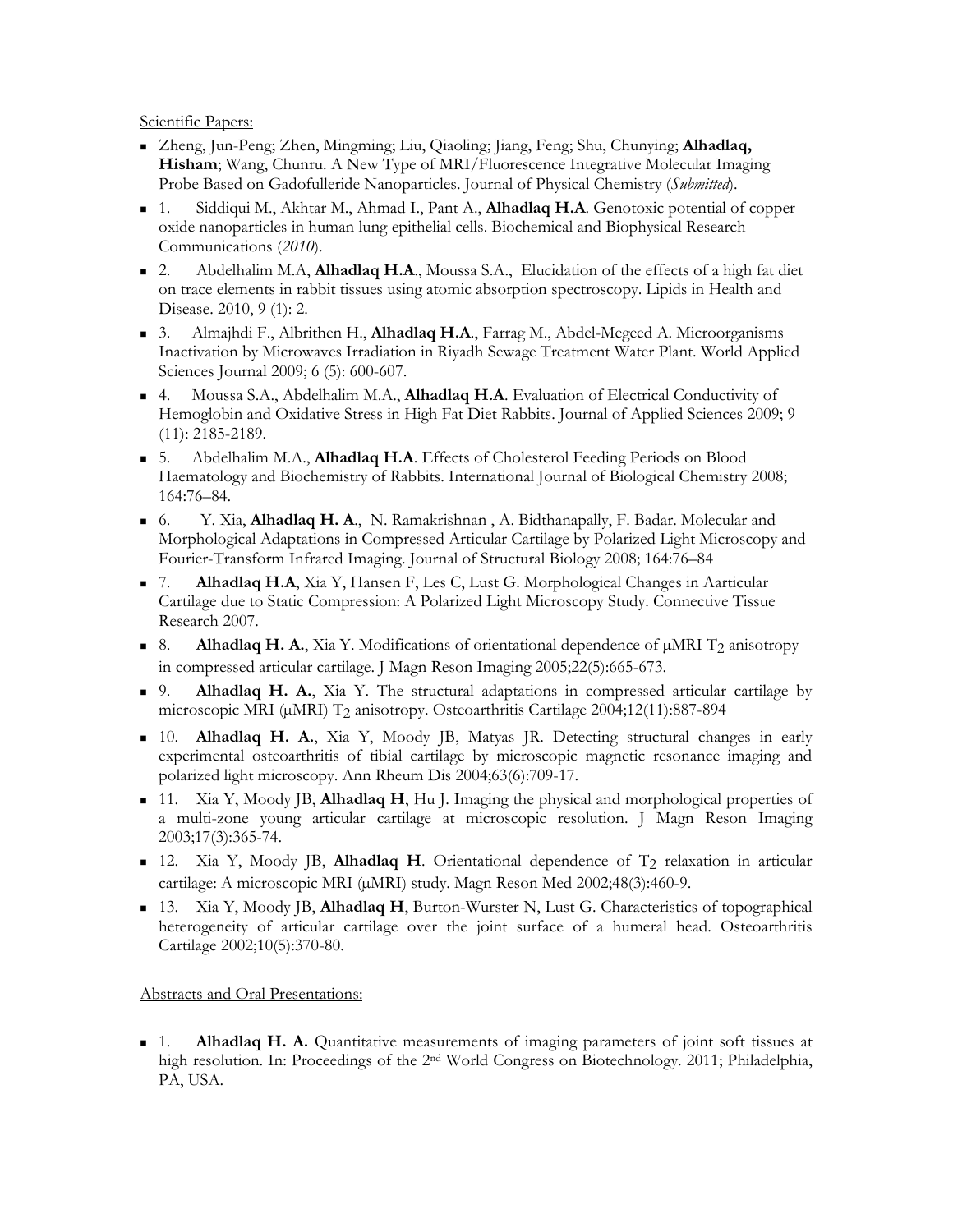Scientific Papers:

- Zheng, Jun-Peng; Zhen, Mingming; Liu, Qiaoling; Jiang, Feng; Shu, Chunying; **Alhadlaq, Hisham**; Wang, Chunru. A New Type of MRI/Fluorescence Integrative Molecular Imaging Probe Based on Gadofulleride Nanoparticles. Journal of Physical Chemistry (*Submitted*).
- 1. Siddiqui M., Akhtar M., Ahmad I., Pant A., **Alhadlaq H.A**. Genotoxic potential of copper oxide nanoparticles in human lung epithelial cells. Biochemical and Biophysical Research Communications (*2010*).
- 2. Abdelhalim M.A, **Alhadlaq H.A**., Moussa S.A., Elucidation of the effects of a high fat diet on trace elements in rabbit tissues using atomic absorption spectroscopy. Lipids in Health and Disease. 2010, 9 (1): 2.
- 3. Almajhdi F., Albrithen H., **Alhadlaq H.A**., Farrag M., Abdel-Megeed A. Microorganisms Inactivation by Microwaves Irradiation in Riyadh Sewage Treatment Water Plant. World Applied Sciences Journal 2009; 6 (5): 600-607.
- 4. Moussa S.A., Abdelhalim M.A., **Alhadlaq H.A**. Evaluation of Electrical Conductivity of Hemoglobin and Oxidative Stress in High Fat Diet Rabbits. Journal of Applied Sciences 2009; 9 (11): 2185-2189.
- 5. Abdelhalim M.A., **Alhadlaq H.A**. Effects of Cholesterol Feeding Periods on Blood Haematology and Biochemistry of Rabbits. International Journal of Biological Chemistry 2008; 164:76–84.
- 6. Y. Xia, **Alhadlaq H. A**., N. Ramakrishnan , A. Bidthanapally, F. Badar. Molecular and Morphological Adaptations in Compressed Articular Cartilage by Polarized Light Microscopy and Fourier-Transform Infrared Imaging. Journal of Structural Biology 2008; 164:76–84
- 7. **Alhadlaq H.A**, Xia Y, Hansen F, Les C, Lust G. Morphological Changes in Aarticular Cartilage due to Static Compression: A Polarized Light Microscopy Study. Connective Tissue Research 2007.
- 8. **Alhadlaq H. A.**, Xia Y. Modifications of orientational dependence of μMRI $T_2$ anisotropy in compressed articular cartilage. J Magn Reson Imaging 2005;22(5):665-673.
- 9. **Alhadlaq H. A.**, Xia Y. The structural adaptations in compressed articular cartilage by microscopic MRI (μMRI) $T_2$ anisotropy. Osteoarthritis Cartilage 2004;12(11):887-894
- 10. **Alhadlaq H. A.**, Xia Y, Moody JB, Matyas JR. Detecting structural changes in early experimental osteoarthritis of tibial cartilage by microscopic magnetic resonance imaging and polarized light microscopy. Ann Rheum Dis 2004;63(6):709-17.
- 11. Xia Y, Moody JB, **Alhadlaq H**, Hu J. Imaging the physical and morphological properties of a multi-zone young articular cartilage at microscopic resolution. J Magn Reson Imaging 2003;17(3):365-74.
- 12. Xia Y, Moody JB, **Alhadlaq H**. Orientational dependence of $T_2$ relaxation in articular cartilage: A microscopic MRI (μMRI) study. Magn Reson Med 2002;48(3):460-9.
- 13. Xia Y, Moody JB, **Alhadlaq H**, Burton-Wurster N, Lust G. Characteristics of topographical heterogeneity of articular cartilage over the joint surface of a humeral head. Osteoarthritis Cartilage 2002;10(5):370-80.

Abstracts and Oral Presentations:

- 1. **Alhadlaq H. A.** Quantitative measurements of imaging parameters of joint soft tissues at high resolution. In: Proceedings of the 2nd World Congress on Biotechnology. 2011; Philadelphia, PA, USA.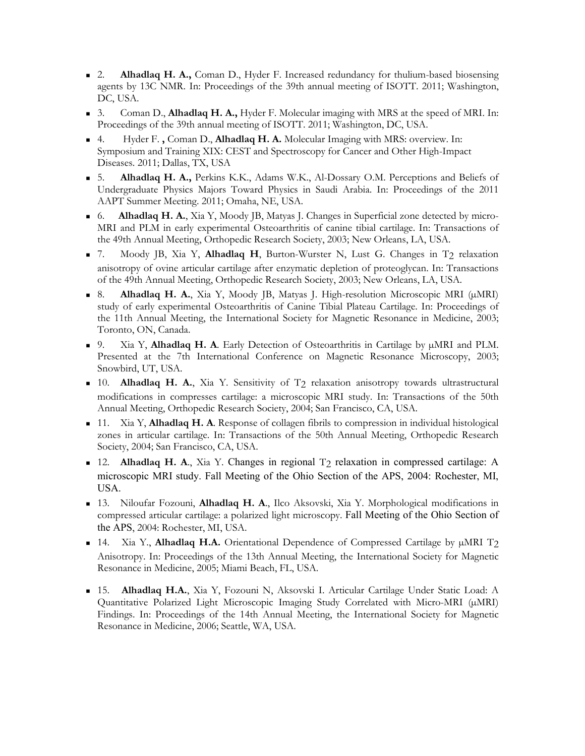- 2. **Alhadlaq H. A.,** Coman D., Hyder F. Increased redundancy for thulium-based biosensing agents by 13C NMR. In: Proceedings of the 39th annual meeting of ISOTT. 2011; Washington, DC, USA.
- 3. Coman D., **Alhadlaq H. A.,** Hyder F. Molecular imaging with MRS at the speed of MRI. In: Proceedings of the 39th annual meeting of ISOTT. 2011; Washington, DC, USA.
- 4. Hyder F. **,** Coman D., **Alhadlaq H. A.** Molecular Imaging with MRS: overview. In: Symposium and Training XIX: CEST and Spectroscopy for Cancer and Other High-Impact Diseases. 2011; Dallas, TX, USA
- 5. **Alhadlaq H. A.,** Perkins K.K., Adams W.K., Al-Dossary O.M. Perceptions and Beliefs of Undergraduate Physics Majors Toward Physics in Saudi Arabia. In: Proceedings of the 2011 AAPT Summer Meeting. 2011; Omaha, NE, USA.
- 6. **Alhadlaq H. A.**, Xia Y, Moody JB, Matyas J. Changes in Superficial zone detected by micro-MRI and PLM in early experimental Osteoarthritis of canine tibial cartilage. In: Transactions of the 49th Annual Meeting, Orthopedic Research Society, 2003; New Orleans, LA, USA.
- 7. Moody JB, Xia Y, **Alhadlaq H**, Burton-Wurster N, Lust G. Changes in $T_2$ relaxation anisotropy of ovine articular cartilage after enzymatic depletion of proteoglycan. In: Transactions of the 49th Annual Meeting, Orthopedic Research Society, 2003; New Orleans, LA, USA.
- 8. **Alhadlaq H. A.**, Xia Y, Moody JB, Matyas J. High-resolution Microscopic MRI (μMRI) study of early experimental Osteoarthritis of Canine Tibial Plateau Cartilage. In: Proceedings of the 11th Annual Meeting, the International Society for Magnetic Resonance in Medicine, 2003; Toronto, ON, Canada.
- 9. Xia Y, **Alhadlaq H. A**. Early Detection of Osteoarthritis in Cartilage by μMRI and PLM. Presented at the 7th International Conference on Magnetic Resonance Microscopy, 2003; Snowbird, UT, USA.
- 10. **Alhadlaq H. A.**, Xia Y. Sensitivity of $T_2$ relaxation anisotropy towards ultrastructural modifications in compresses cartilage: a microscopic MRI study. In: Transactions of the 50th Annual Meeting, Orthopedic Research Society, 2004; San Francisco, CA, USA.
- 11. Xia Y, **Alhadlaq H. A**. Response of collagen fibrils to compression in individual histological zones in articular cartilage. In: Transactions of the 50th Annual Meeting, Orthopedic Research Society, 2004; San Francisco, CA, USA.
- 12. **Alhadlaq H. A**., Xia Y. Changes in regional $T_2$ relaxation in compressed cartilage: A microscopic MRI study. Fall Meeting of the Ohio Section of the APS, 2004: Rochester, MI, USA.
- 13. Niloufar Fozouni, **Alhadlaq H. A**., Ilco Aksovski, Xia Y. Morphological modifications in compressed articular cartilage: a polarized light microscopy. Fall Meeting of the Ohio Section of the APS, 2004: Rochester, MI, USA.
- 14. Xia Y., **Alhadlaq H.A.** Orientational Dependence of Compressed Cartilage by μMRI $T_2$ Anisotropy. In: Proceedings of the 13th Annual Meeting, the International Society for Magnetic Resonance in Medicine, 2005; Miami Beach, FL, USA.
- 15. **Alhadlaq H.A.**, Xia Y, Fozouni N, Aksovski I. Articular Cartilage Under Static Load: A Quantitative Polarized Light Microscopic Imaging Study Correlated with Micro-MRI (μMRI) Findings. In: Proceedings of the 14th Annual Meeting, the International Society for Magnetic Resonance in Medicine, 2006; Seattle, WA, USA.